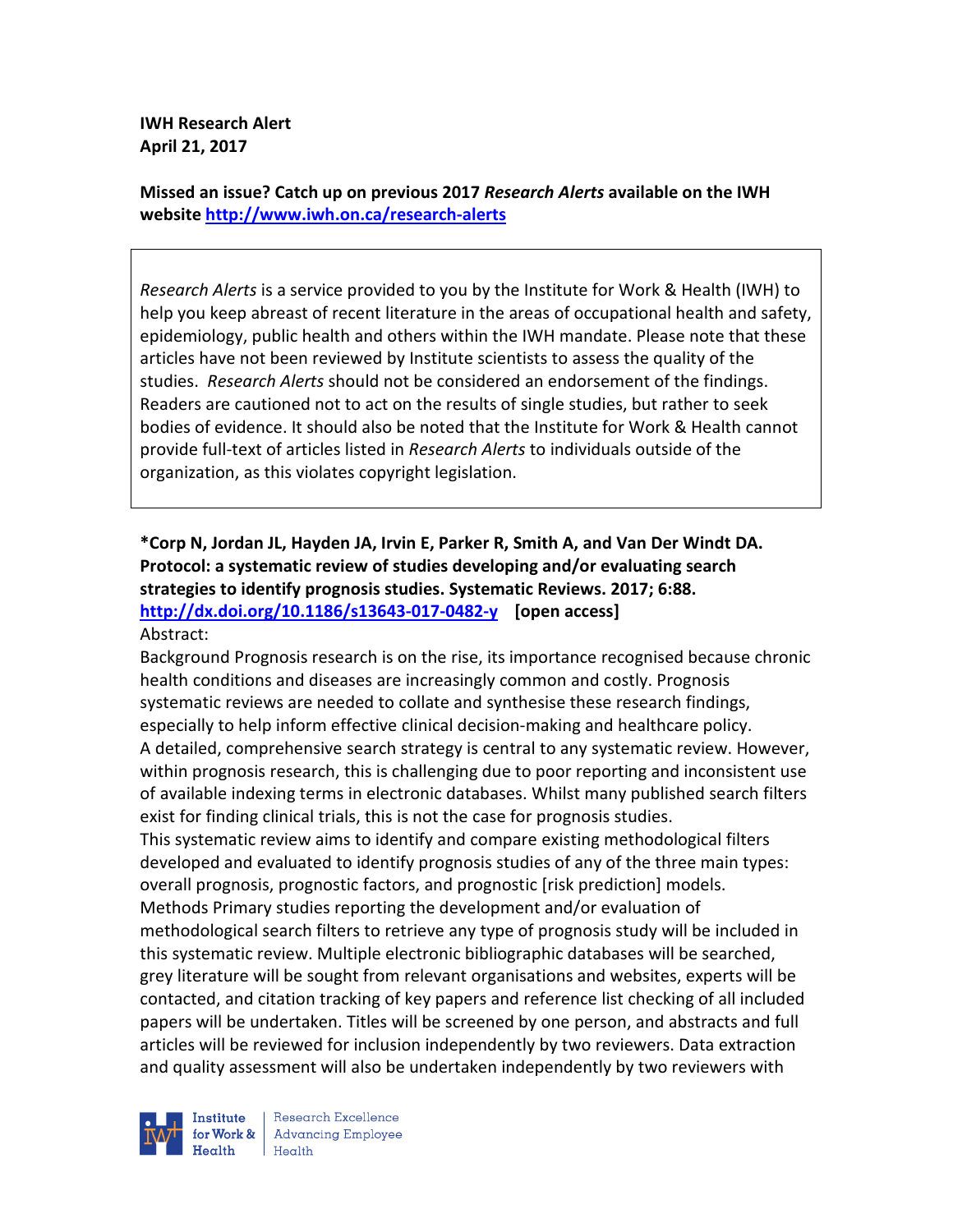**IWH Research Alert**
**April 21, 2017**

**Missed an issue? Catch up on previous 2017 *Research Alerts* available on the IWH website [http://www.iwh.on.ca/research-alerts](http://www.iwh.on.ca/research-alerts)**

*Research Alerts* is a service provided to you by the Institute for Work & Health (IWH) to help you keep abreast of recent literature in the areas of occupational health and safety, epidemiology, public health and others within the IWH mandate. Please note that these articles have not been reviewed by Institute scientists to assess the quality of the studies. *Research Alerts* should not be considered an endorsement of the findings. Readers are cautioned not to act on the results of single studies, but rather to seek bodies of evidence. It should also be noted that the Institute for Work & Health cannot provide full-text of articles listed in *Research Alerts* to individuals outside of the organization, as this violates copyright legislation.

**\*Corp N, Jordan JL, Hayden JA, Irvin E, Parker R, Smith A, and Van Der Windt DA. Protocol: a systematic review of studies developing and/or evaluating search strategies to identify prognosis studies. Systematic Reviews. 2017; 6:88.**
**[http://dx.doi.org/10.1186/s13643-017-0482-y](http://dx.doi.org/10.1186/s13643-017-0482-y) [open access]**

Abstract:

Background Prognosis research is on the rise, its importance recognised because chronic health conditions and diseases are increasingly common and costly. Prognosis systematic reviews are needed to collate and synthesise these research findings, especially to help inform effective clinical decision-making and healthcare policy.

A detailed, comprehensive search strategy is central to any systematic review. However, within prognosis research, this is challenging due to poor reporting and inconsistent use of available indexing terms in electronic databases. Whilst many published search filters exist for finding clinical trials, this is not the case for prognosis studies.

This systematic review aims to identify and compare existing methodological filters developed and evaluated to identify prognosis studies of any of the three main types: overall prognosis, prognostic factors, and prognostic [risk prediction] models.

Methods Primary studies reporting the development and/or evaluation of methodological search filters to retrieve any type of prognosis study will be included in this systematic review. Multiple electronic bibliographic databases will be searched, grey literature will be sought from relevant organisations and websites, experts will be contacted, and citation tracking of key papers and reference list checking of all included papers will be undertaken. Titles will be screened by one person, and abstracts and full articles will be reviewed for inclusion independently by two reviewers. Data extraction and quality assessment will also be undertaken independently by two reviewers with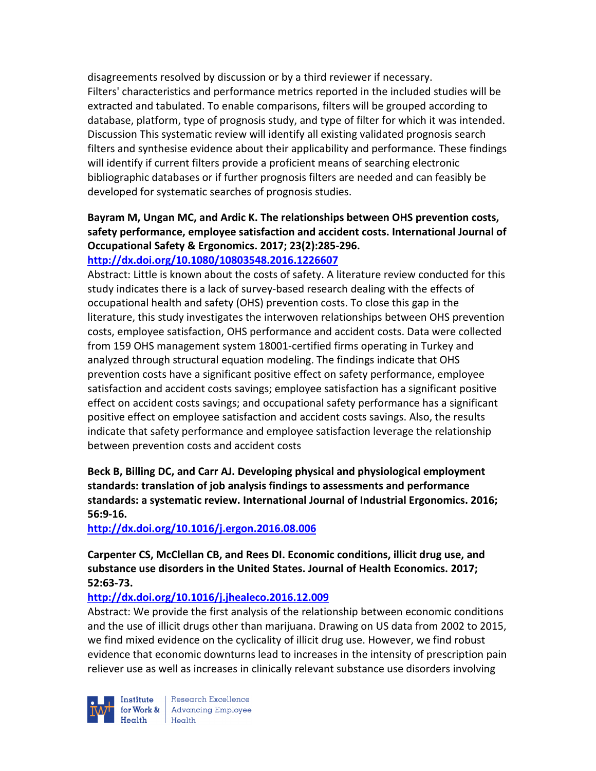disagreements resolved by discussion or by a third reviewer if necessary. Filters' characteristics and performance metrics reported in the included studies will be extracted and tabulated. To enable comparisons, filters will be grouped according to database, platform, type of prognosis study, and type of filter for which it was intended. Discussion This systematic review will identify all existing validated prognosis search filters and synthesise evidence about their applicability and performance. These findings will identify if current filters provide a proficient means of searching electronic bibliographic databases or if further prognosis filters are needed and can feasibly be developed for systematic searches of prognosis studies.

**Bayram M, Ungan MC, and Ardic K. The relationships between OHS prevention costs, safety performance, employee satisfaction and accident costs. International Journal of Occupational Safety & Ergonomics. 2017; 23(2):285-296.**

**http://dx.doi.org/10.1080/10803548.2016.1226607**

Abstract: Little is known about the costs of safety. A literature review conducted for this study indicates there is a lack of survey-based research dealing with the effects of occupational health and safety (OHS) prevention costs. To close this gap in the literature, this study investigates the interwoven relationships between OHS prevention costs, employee satisfaction, OHS performance and accident costs. Data were collected from 159 OHS management system 18001-certified firms operating in Turkey and analyzed through structural equation modeling. The findings indicate that OHS prevention costs have a significant positive effect on safety performance, employee satisfaction and accident costs savings; employee satisfaction has a significant positive effect on accident costs savings; and occupational safety performance has a significant positive effect on employee satisfaction and accident costs savings. Also, the results indicate that safety performance and employee satisfaction leverage the relationship between prevention costs and accident costs

**Beck B, Billing DC, and Carr AJ. Developing physical and physiological employment standards: translation of job analysis findings to assessments and performance standards: a systematic review. International Journal of Industrial Ergonomics. 2016; 56:9-16.**

**http://dx.doi.org/10.1016/j.ergon.2016.08.006**

**Carpenter CS, McClellan CB, and Rees DI. Economic conditions, illicit drug use, and substance use disorders in the United States. Journal of Health Economics. 2017; 52:63-73.**

**http://dx.doi.org/10.1016/j.jhealeco.2016.12.009**

Abstract: We provide the first analysis of the relationship between economic conditions and the use of illicit drugs other than marijuana. Drawing on US data from 2002 to 2015, we find mixed evidence on the cyclicality of illicit drug use. However, we find robust evidence that economic downturns lead to increases in the intensity of prescription pain reliever use as well as increases in clinically relevant substance use disorders involving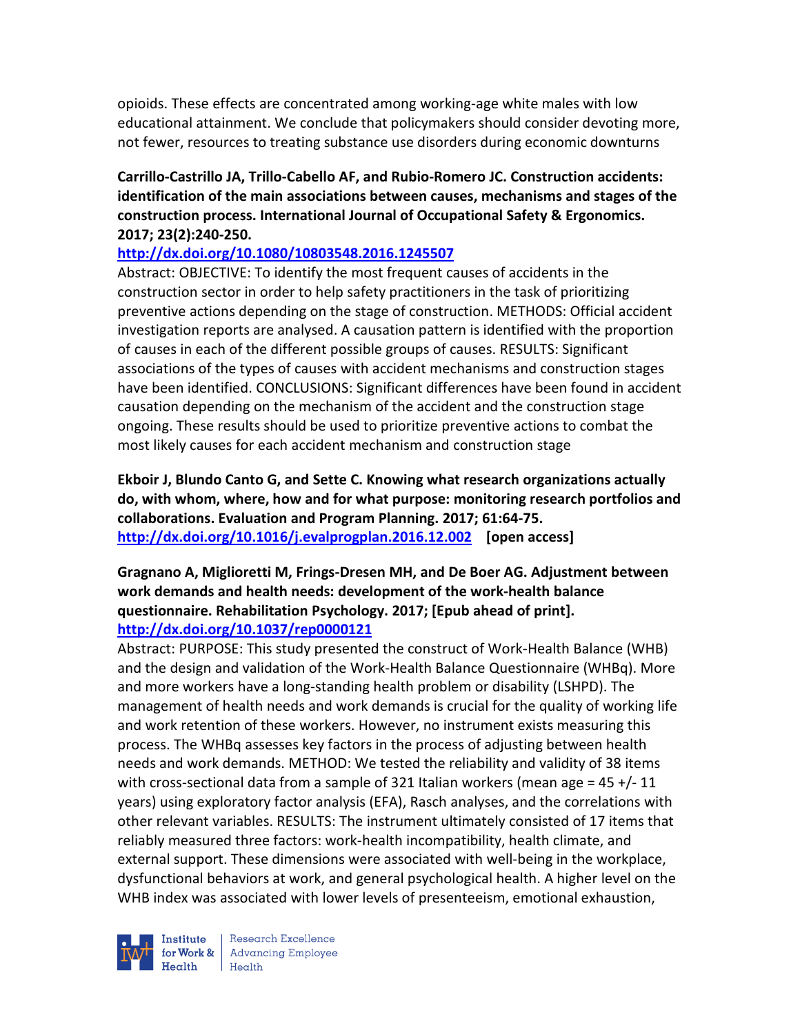opioids. These effects are concentrated among working-age white males with low educational attainment. We conclude that policymakers should consider devoting more, not fewer, resources to treating substance use disorders during economic downturns

**Carrillo-Castrillo JA, Trillo-Cabello AF, and Rubio-Romero JC. Construction accidents: identification of the main associations between causes, mechanisms and stages of the construction process. International Journal of Occupational Safety & Ergonomics. 2017; 23(2):240-250.**
**http://dx.doi.org/10.1080/10803548.2016.1245507**
Abstract: OBJECTIVE: To identify the most frequent causes of accidents in the construction sector in order to help safety practitioners in the task of prioritizing preventive actions depending on the stage of construction. METHODS: Official accident investigation reports are analysed. A causation pattern is identified with the proportion of causes in each of the different possible groups of causes. RESULTS: Significant associations of the types of causes with accident mechanisms and construction stages have been identified. CONCLUSIONS: Significant differences have been found in accident causation depending on the mechanism of the accident and the construction stage ongoing. These results should be used to prioritize preventive actions to combat the most likely causes for each accident mechanism and construction stage

**Ekboir J, Blundo Canto G, and Sette C. Knowing what research organizations actually do, with whom, where, how and for what purpose: monitoring research portfolios and collaborations. Evaluation and Program Planning. 2017; 61:64-75.**
**http://dx.doi.org/10.1016/j.evalprogplan.2016.12.002** **[open access]**

**Gragnano A, Miglioretti M, Frings-Dresen MH, and De Boer AG. Adjustment between work demands and health needs: development of the work-health balance questionnaire. Rehabilitation Psychology. 2017; [Epub ahead of print].**
**http://dx.doi.org/10.1037/rep0000121**
Abstract: PURPOSE: This study presented the construct of Work-Health Balance (WHB) and the design and validation of the Work-Health Balance Questionnaire (WHBq). More and more workers have a long-standing health problem or disability (LSHPD). The management of health needs and work demands is crucial for the quality of working life and work retention of these workers. However, no instrument exists measuring this process. The WHBq assesses key factors in the process of adjusting between health needs and work demands. METHOD: We tested the reliability and validity of 38 items with cross-sectional data from a sample of 321 Italian workers (mean age = 45 +/- 11 years) using exploratory factor analysis (EFA), Rasch analyses, and the correlations with other relevant variables. RESULTS: The instrument ultimately consisted of 17 items that reliably measured three factors: work-health incompatibility, health climate, and external support. These dimensions were associated with well-being in the workplace, dysfunctional behaviors at work, and general psychological health. A higher level on the WHB index was associated with lower levels of presenteeism, emotional exhaustion,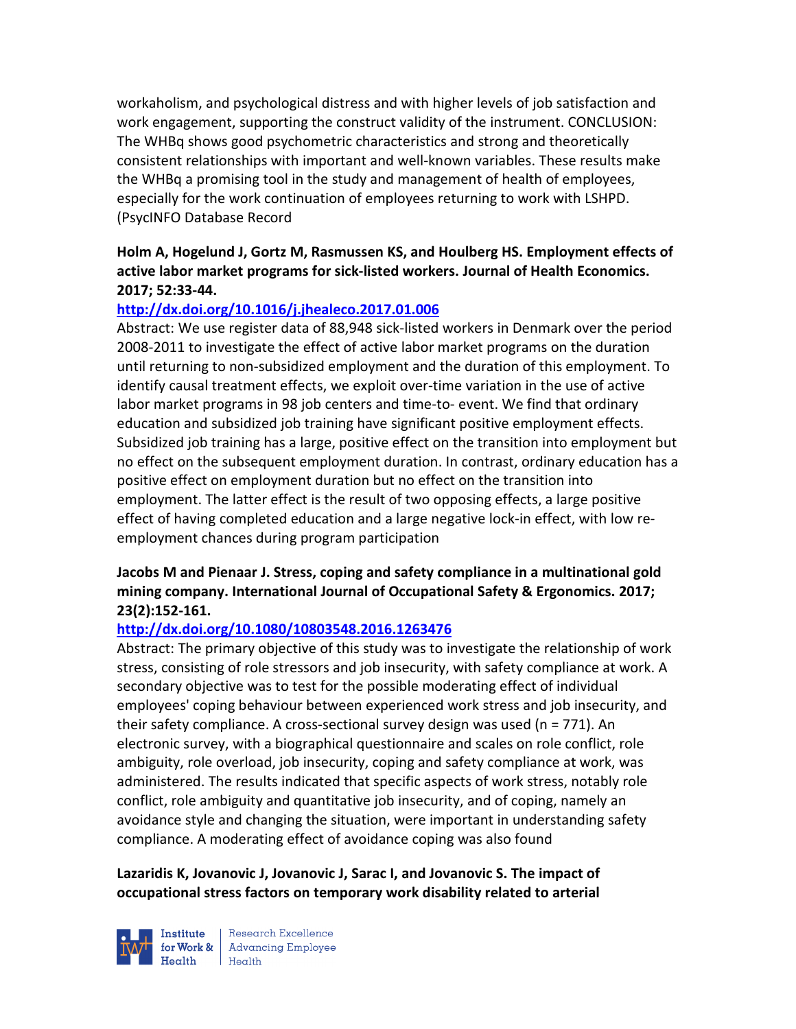workaholism, and psychological distress and with higher levels of job satisfaction and work engagement, supporting the construct validity of the instrument. CONCLUSION: The WHBq shows good psychometric characteristics and strong and theoretically consistent relationships with important and well-known variables. These results make the WHBq a promising tool in the study and management of health of employees, especially for the work continuation of employees returning to work with LSHPD. (PsycINFO Database Record

**Holm A, Hogelund J, Gortz M, Rasmussen KS, and Houlberg HS. Employment effects of active labor market programs for sick-listed workers. Journal of Health Economics. 2017; 52:33-44.**

**http://dx.doi.org/10.1016/j.jhealeco.2017.01.006**

Abstract: We use register data of 88,948 sick-listed workers in Denmark over the period 2008-2011 to investigate the effect of active labor market programs on the duration until returning to non-subsidized employment and the duration of this employment. To identify causal treatment effects, we exploit over-time variation in the use of active labor market programs in 98 job centers and time-to- event. We find that ordinary education and subsidized job training have significant positive employment effects. Subsidized job training has a large, positive effect on the transition into employment but no effect on the subsequent employment duration. In contrast, ordinary education has a positive effect on employment duration but no effect on the transition into employment. The latter effect is the result of two opposing effects, a large positive effect of having completed education and a large negative lock-in effect, with low re-employment chances during program participation

**Jacobs M and Pienaar J. Stress, coping and safety compliance in a multinational gold mining company. International Journal of Occupational Safety & Ergonomics. 2017; 23(2):152-161.**

**http://dx.doi.org/10.1080/10803548.2016.1263476**

Abstract: The primary objective of this study was to investigate the relationship of work stress, consisting of role stressors and job insecurity, with safety compliance at work. A secondary objective was to test for the possible moderating effect of individual employees' coping behaviour between experienced work stress and job insecurity, and their safety compliance. A cross-sectional survey design was used (n = 771). An electronic survey, with a biographical questionnaire and scales on role conflict, role ambiguity, role overload, job insecurity, coping and safety compliance at work, was administered. The results indicated that specific aspects of work stress, notably role conflict, role ambiguity and quantitative job insecurity, and of coping, namely an avoidance style and changing the situation, were important in understanding safety compliance. A moderating effect of avoidance coping was also found

**Lazaridis K, Jovanovic J, Jovanovic J, Sarac I, and Jovanovic S. The impact of occupational stress factors on temporary work disability related to arterial**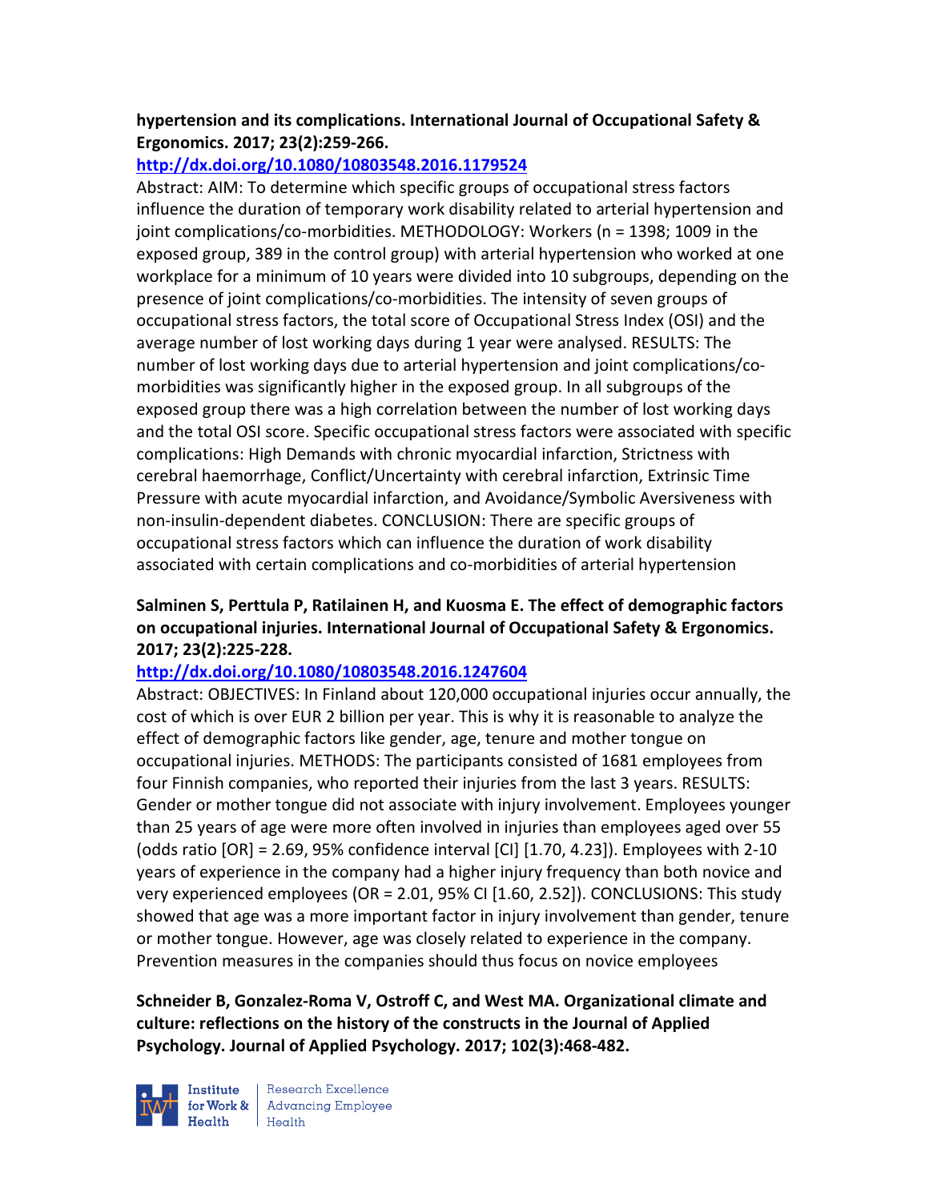**hypertension and its complications. International Journal of Occupational Safety & Ergonomics. 2017; 23(2):259-266.**

**http://dx.doi.org/10.1080/10803548.2016.1179524**

Abstract: AIM: To determine which specific groups of occupational stress factors influence the duration of temporary work disability related to arterial hypertension and joint complications/co-morbidities. METHODOLOGY: Workers (n = 1398; 1009 in the exposed group, 389 in the control group) with arterial hypertension who worked at one workplace for a minimum of 10 years were divided into 10 subgroups, depending on the presence of joint complications/co-morbidities. The intensity of seven groups of occupational stress factors, the total score of Occupational Stress Index (OSI) and the average number of lost working days during 1 year were analysed. RESULTS: The number of lost working days due to arterial hypertension and joint complications/co-morbidities was significantly higher in the exposed group. In all subgroups of the exposed group there was a high correlation between the number of lost working days and the total OSI score. Specific occupational stress factors were associated with specific complications: High Demands with chronic myocardial infarction, Strictness with cerebral haemorrhage, Conflict/Uncertainty with cerebral infarction, Extrinsic Time Pressure with acute myocardial infarction, and Avoidance/Symbolic Aversiveness with non-insulin-dependent diabetes. CONCLUSION: There are specific groups of occupational stress factors which can influence the duration of work disability associated with certain complications and co-morbidities of arterial hypertension

**Salminen S, Perttula P, Ratilainen H, and Kuosma E. The effect of demographic factors on occupational injuries. International Journal of Occupational Safety & Ergonomics. 2017; 23(2):225-228.**

**http://dx.doi.org/10.1080/10803548.2016.1247604**

Abstract: OBJECTIVES: In Finland about 120,000 occupational injuries occur annually, the cost of which is over EUR 2 billion per year. This is why it is reasonable to analyze the effect of demographic factors like gender, age, tenure and mother tongue on occupational injuries. METHODS: The participants consisted of 1681 employees from four Finnish companies, who reported their injuries from the last 3 years. RESULTS: Gender or mother tongue did not associate with injury involvement. Employees younger than 25 years of age were more often involved in injuries than employees aged over 55 (odds ratio [OR] = 2.69, 95% confidence interval [CI] [1.70, 4.23]). Employees with 2-10 years of experience in the company had a higher injury frequency than both novice and very experienced employees (OR = 2.01, 95% CI [1.60, 2.52]). CONCLUSIONS: This study showed that age was a more important factor in injury involvement than gender, tenure or mother tongue. However, age was closely related to experience in the company. Prevention measures in the companies should thus focus on novice employees

**Schneider B, Gonzalez-Roma V, Ostroff C, and West MA. Organizational climate and culture: reflections on the history of the constructs in the Journal of Applied Psychology. Journal of Applied Psychology. 2017; 102(3):468-482.**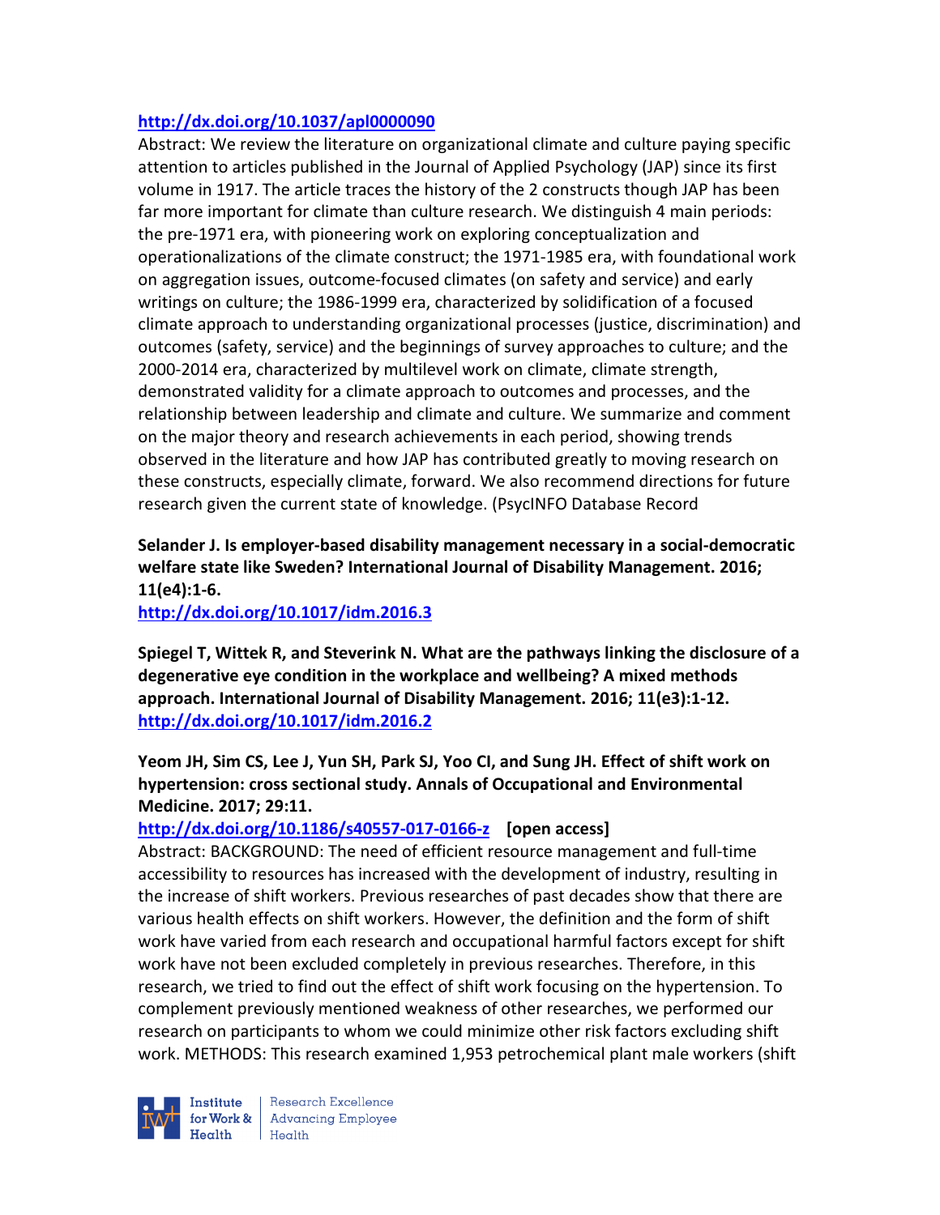http://dx.doi.org/10.1037/apl0000090

Abstract: We review the literature on organizational climate and culture paying specific attention to articles published in the Journal of Applied Psychology (JAP) since its first volume in 1917. The article traces the history of the 2 constructs though JAP has been far more important for climate than culture research. We distinguish 4 main periods: the pre-1971 era, with pioneering work on exploring conceptualization and operationalizations of the climate construct; the 1971-1985 era, with foundational work on aggregation issues, outcome-focused climates (on safety and service) and early writings on culture; the 1986-1999 era, characterized by solidification of a focused climate approach to understanding organizational processes (justice, discrimination) and outcomes (safety, service) and the beginnings of survey approaches to culture; and the 2000-2014 era, characterized by multilevel work on climate, climate strength, demonstrated validity for a climate approach to outcomes and processes, and the relationship between leadership and climate and culture. We summarize and comment on the major theory and research achievements in each period, showing trends observed in the literature and how JAP has contributed greatly to moving research on these constructs, especially climate, forward. We also recommend directions for future research given the current state of knowledge. (PsycINFO Database Record

**Selander J. Is employer-based disability management necessary in a social-democratic welfare state like Sweden? International Journal of Disability Management. 2016; 11(e4):1-6.**

http://dx.doi.org/10.1017/idm.2016.3

**Spiegel T, Wittek R, and Steverink N. What are the pathways linking the disclosure of a degenerative eye condition in the workplace and wellbeing? A mixed methods approach. International Journal of Disability Management. 2016; 11(e3):1-12.**

http://dx.doi.org/10.1017/idm.2016.2

**Yeom JH, Sim CS, Lee J, Yun SH, Park SJ, Yoo CI, and Sung JH. Effect of shift work on hypertension: cross sectional study. Annals of Occupational and Environmental Medicine. 2017; 29:11.**

http://dx.doi.org/10.1186/s40557-017-0166-z **[open access]**

Abstract: BACKGROUND: The need of efficient resource management and full-time accessibility to resources has increased with the development of industry, resulting in the increase of shift workers. Previous researches of past decades show that there are various health effects on shift workers. However, the definition and the form of shift work have varied from each research and occupational harmful factors except for shift work have not been excluded completely in previous researches. Therefore, in this research, we tried to find out the effect of shift work focusing on the hypertension. To complement previously mentioned weakness of other researches, we performed our research on participants to whom we could minimize other risk factors excluding shift work. METHODS: This research examined 1,953 petrochemical plant male workers (shift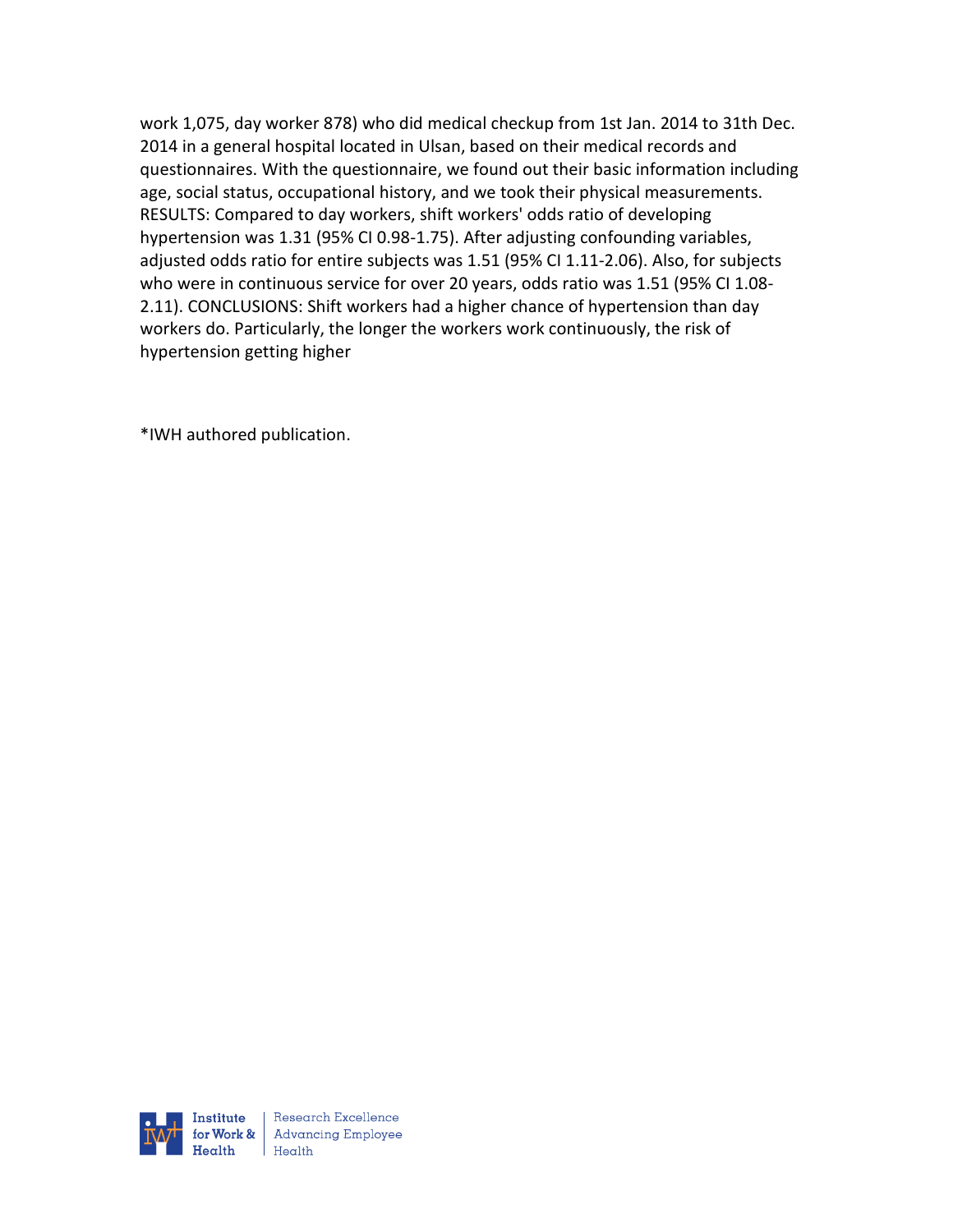work 1,075, day worker 878) who did medical checkup from 1st Jan. 2014 to 31th Dec. 2014 in a general hospital located in Ulsan, based on their medical records and questionnaires. With the questionnaire, we found out their basic information including age, social status, occupational history, and we took their physical measurements. RESULTS: Compared to day workers, shift workers' odds ratio of developing hypertension was 1.31 (95% CI 0.98-1.75). After adjusting confounding variables, adjusted odds ratio for entire subjects was 1.51 (95% CI 1.11-2.06). Also, for subjects who were in continuous service for over 20 years, odds ratio was 1.51 (95% CI 1.08-2.11). CONCLUSIONS: Shift workers had a higher chance of hypertension than day workers do. Particularly, the longer the workers work continuously, the risk of hypertension getting higher

*IWH authored publication.